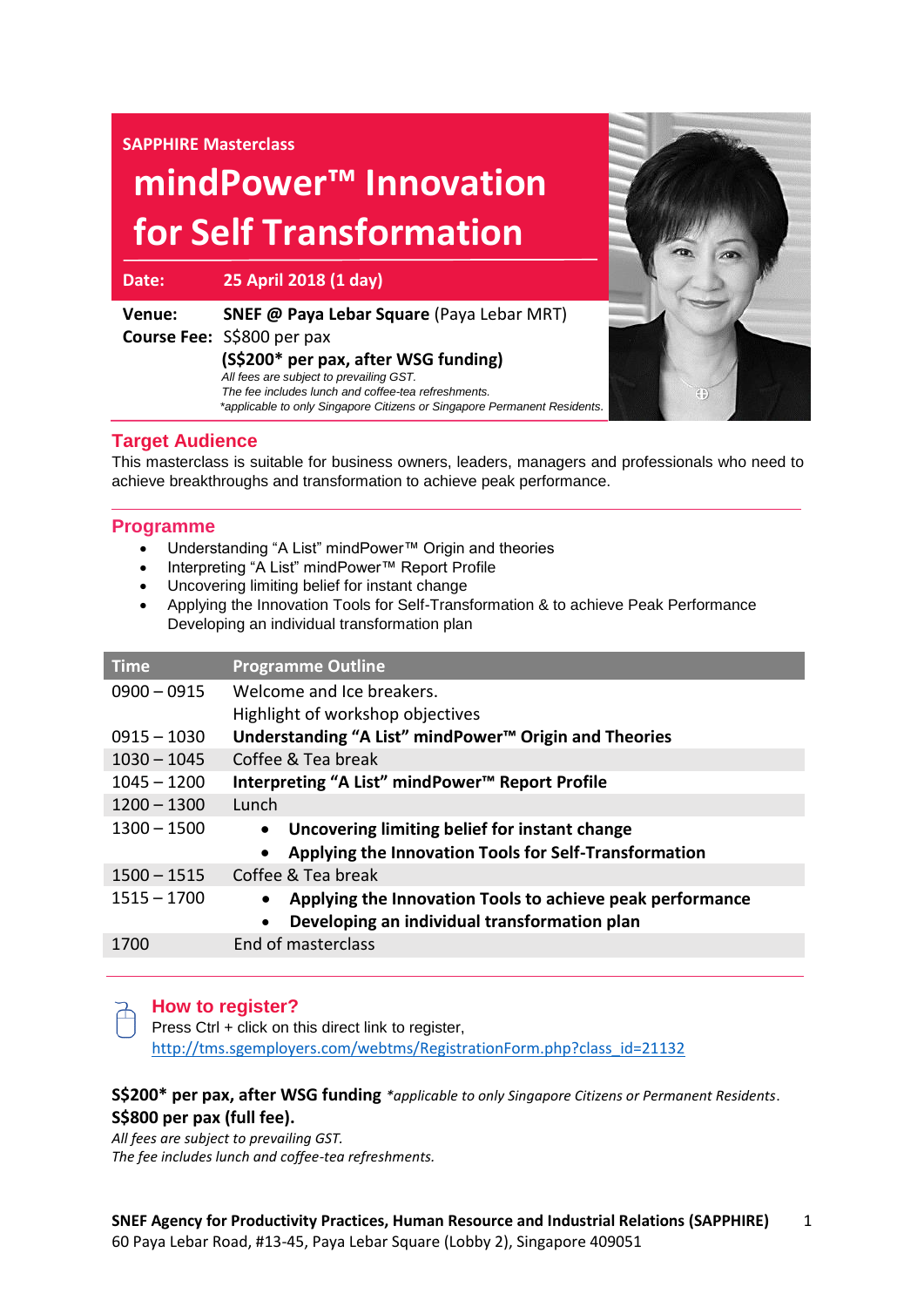SAPPHIRE Masterclass

# mindPower™ Innovation for Self Transformation

**Date:** **25 April 2018 (1 day)**

**Venue:** **SNEF @ Paya Lebar Square** (Paya Lebar MRT)

**Course Fee:** S$800 per pax

**(S$200* per pax, after WSG funding)**

*All fees are subject to prevailing GST.*
*The fee includes lunch and coffee-tea refreshments.*
**applicable to only Singapore Citizens or Singapore Permanent Residents.*

## Target Audience

This masterclass is suitable for business owners, leaders, managers and professionals who need to achieve breakthroughs and transformation to achieve peak performance.

## Programme

- Understanding "A List" mindPower™ Origin and theories
- Interpreting "A List" mindPower™ Report Profile
- Uncovering limiting belief for instant change
- Applying the Innovation Tools for Self-Transformation & to achieve Peak Performance Developing an individual transformation plan

| Time | Programme Outline |
|---|---|
| 0900 – 0915 | Welcome and Ice breakers.<br>Highlight of workshop objectives |
| 0915 – 1030 | **Understanding "A List" mindPower™ Origin and Theories** |
| 1030 – 1045 | Coffee & Tea break |
| 1045 – 1200 | **Interpreting "A List" mindPower™ Report Profile** |
| 1200 – 1300 | Lunch |
| 1300 – 1500 | • **Uncovering limiting belief for instant change**<br>• **Applying the Innovation Tools for Self-Transformation** |
| 1500 – 1515 | Coffee & Tea break |
| 1515 – 1700 | • **Applying the Innovation Tools to achieve peak performance**<br>• **Developing an individual transformation plan** |
| 1700 | End of masterclass |

## How to register?

Press Ctrl + click on this direct link to register,
http://tms.sgemployers.com/webtms/RegistrationForm.php?class_id=21132

**S$200* per pax, after WSG funding** **applicable to only Singapore Citizens or Permanent Residents.*
**S$800 per pax (full fee).**
*All fees are subject to prevailing GST.*
*The fee includes lunch and coffee-tea refreshments.*

**SNEF Agency for Productivity Practices, Human Resource and Industrial Relations (SAPPHIRE)**
60 Paya Lebar Road, #13-45, Paya Lebar Square (Lobby 2), Singapore 409051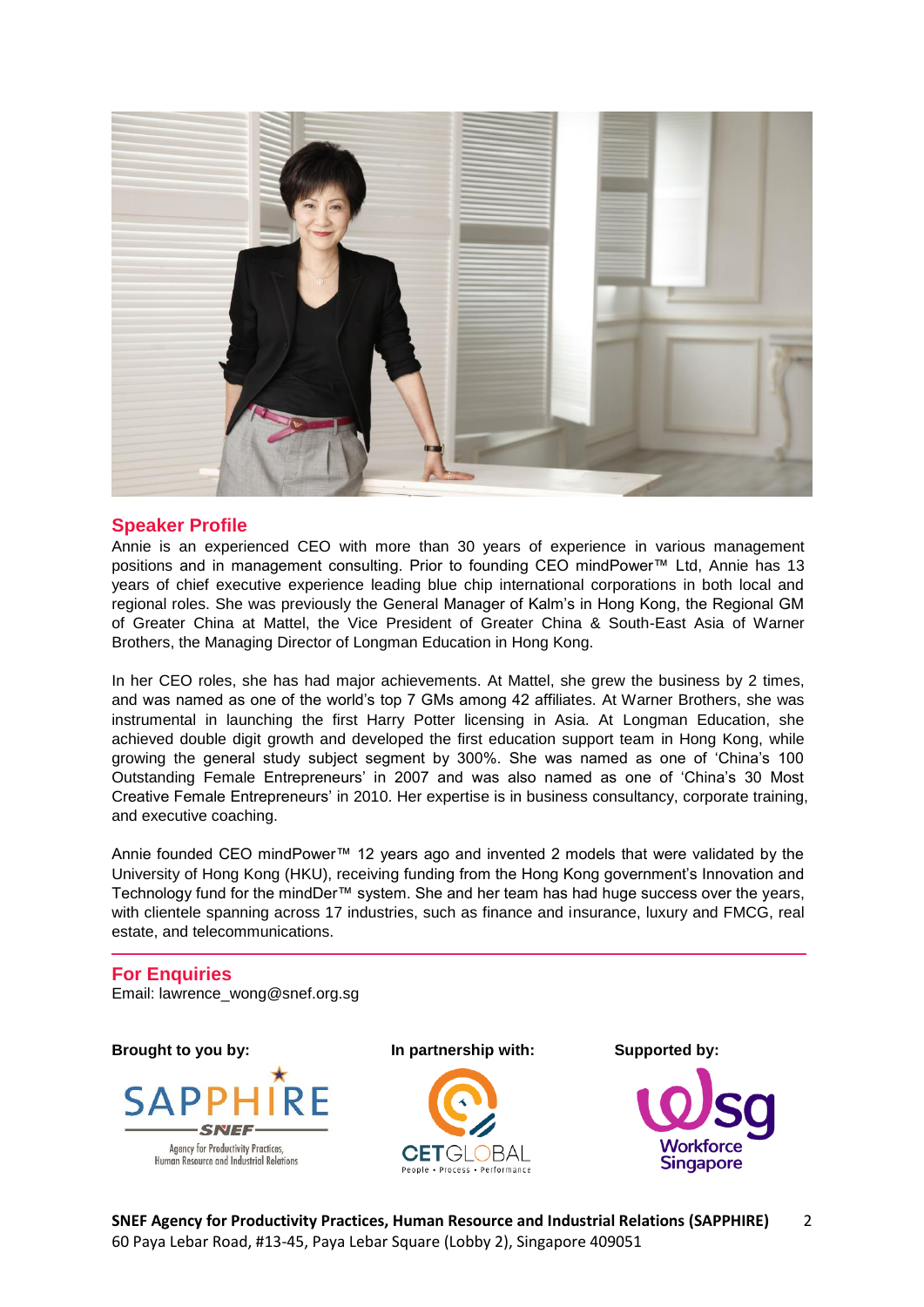## Speaker Profile

Annie is an experienced CEO with more than 30 years of experience in various management positions and in management consulting. Prior to founding CEO mindPower™ Ltd, Annie has 13 years of chief executive experience leading blue chip international corporations in both local and regional roles. She was previously the General Manager of Kalm's in Hong Kong, the Regional GM of Greater China at Mattel, the Vice President of Greater China & South-East Asia of Warner Brothers, the Managing Director of Longman Education in Hong Kong.

In her CEO roles, she has had major achievements. At Mattel, she grew the business by 2 times, and was named as one of the world's top 7 GMs among 42 affiliates. At Warner Brothers, she was instrumental in launching the first Harry Potter licensing in Asia. At Longman Education, she achieved double digit growth and developed the first education support team in Hong Kong, while growing the general study subject segment by 300%. She was named as one of 'China's 100 Outstanding Female Entrepreneurs' in 2007 and was also named as one of 'China's 30 Most Creative Female Entrepreneurs' in 2010. Her expertise is in business consultancy, corporate training, and executive coaching.

Annie founded CEO mindPower™ 12 years ago and invented 2 models that were validated by the University of Hong Kong (HKU), receiving funding from the Hong Kong government's Innovation and Technology fund for the mindDer™ system. She and her team has had huge success over the years, with clientele spanning across 17 industries, such as finance and insurance, luxury and FMCG, real estate, and telecommunications.

## For Enquiries

Email: lawrence_wong@snef.org.sg

**Brought to you by:**

SAPPHIRE – SNEF – Agency for Productivity Practices, Human Resource and Industrial Relations

**In partnership with:**

CETGLOBAL – People • Process • Performance

**Supported by:**

wsg Workforce Singapore

**SNEF Agency for Productivity Practices, Human Resource and Industrial Relations (SAPPHIRE)**
60 Paya Lebar Road, #13-45, Paya Lebar Square (Lobby 2), Singapore 409051